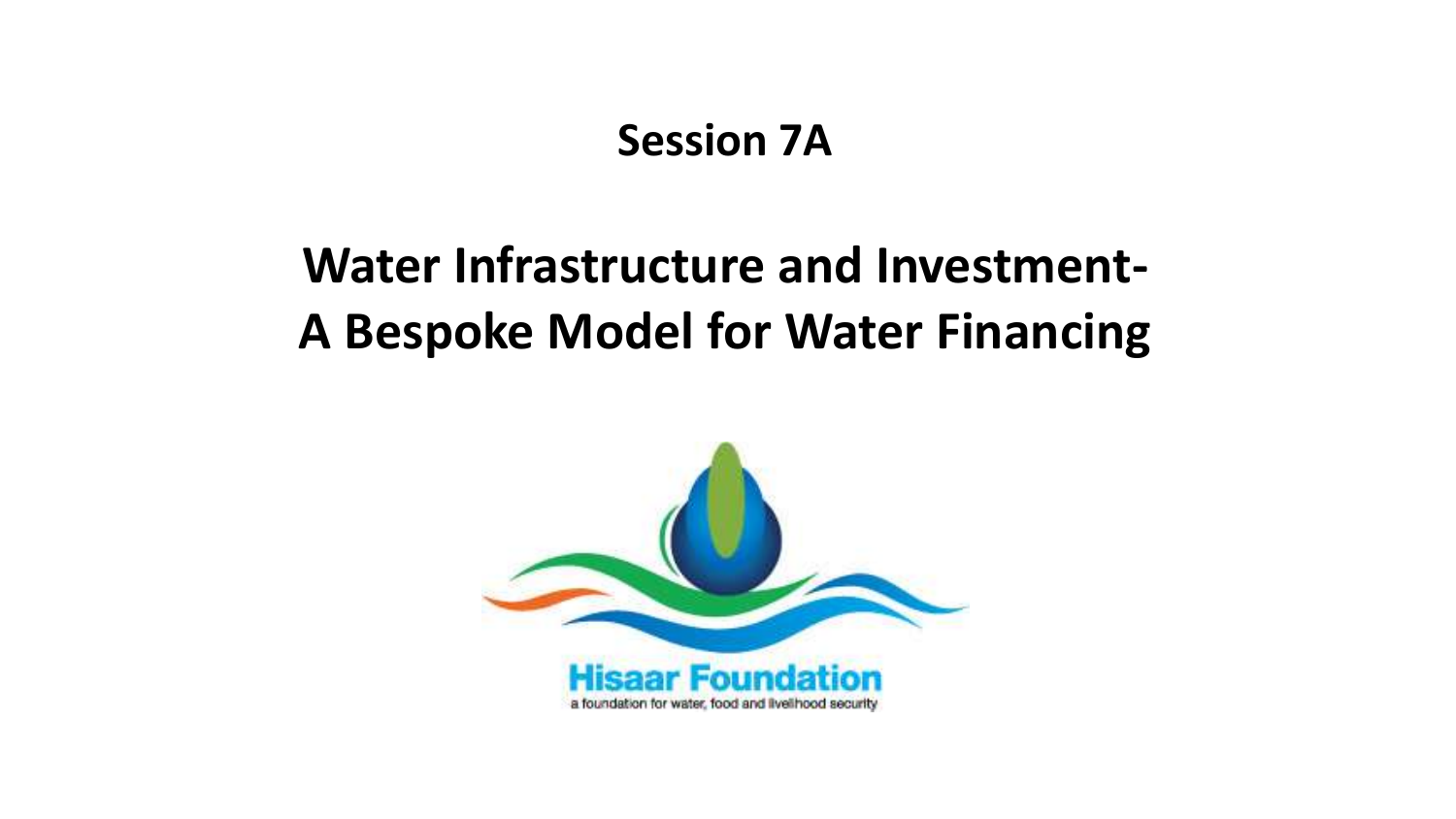## Session 7A

# Water Infrastructure and Investment- A Bespoke Model for Water Financing

Hisaar Foundation

a foundation for water, food and livelihood security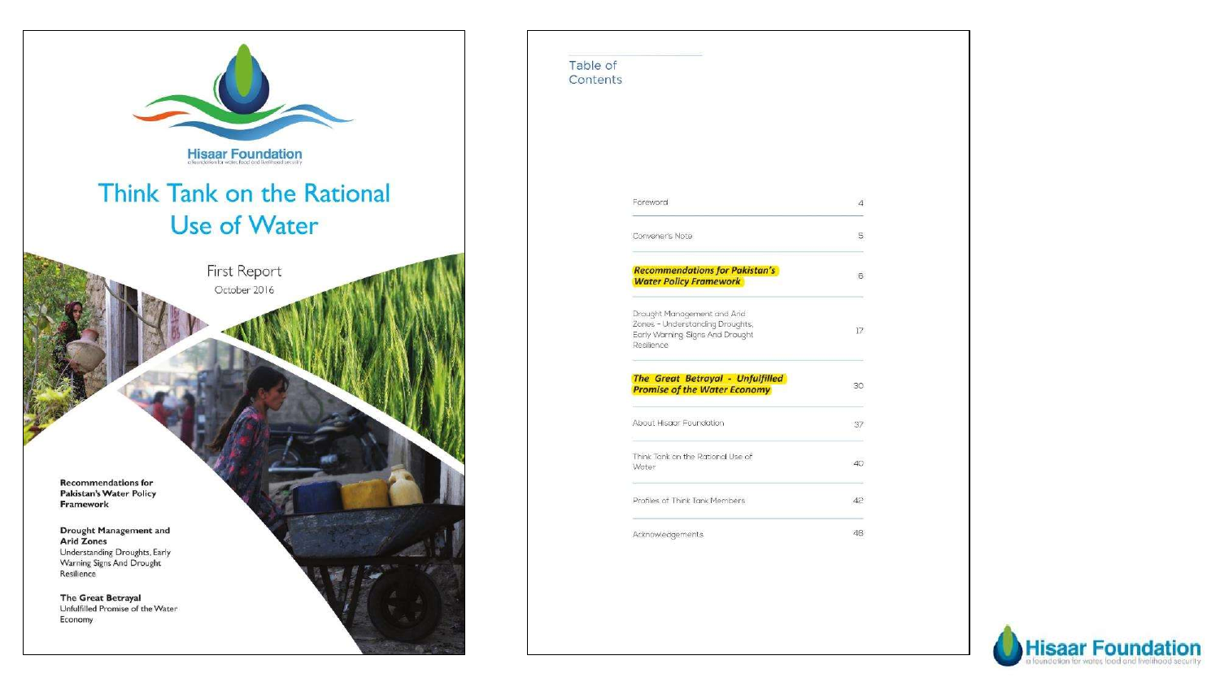Hisaar Foundation

a foundation for water, food and livelihood security

# Think Tank on the Rational Use of Water

First Report

October 2016

**Recommendations for Pakistan's Water Policy Framework**

**Drought Management and Arid Zones**
Understanding Droughts, Early Warning Signs And Drought Resilience

**The Great Betrayal**
Unfulfilled Promise of the Water Economy

## Table of Contents

| | |
|---|---|
| Foreword | 4 |
| Convener's Note | 5 |
| ***Recommendations for Pakistan's Water Policy Framework*** | 6 |
| Drought Management and Arid Zones – Understanding Droughts, Early Warning Signs And Drought Resilience | 17 |
| ***The Great Betrayal - Unfulfilled Promise of the Water Economy*** | 30 |
| About Hisaar Foundation | 37 |
| Think Tank on the Rational Use of Water | 40 |
| Profiles of Think Tank Members | 42 |
| Acknowledgements | 46 |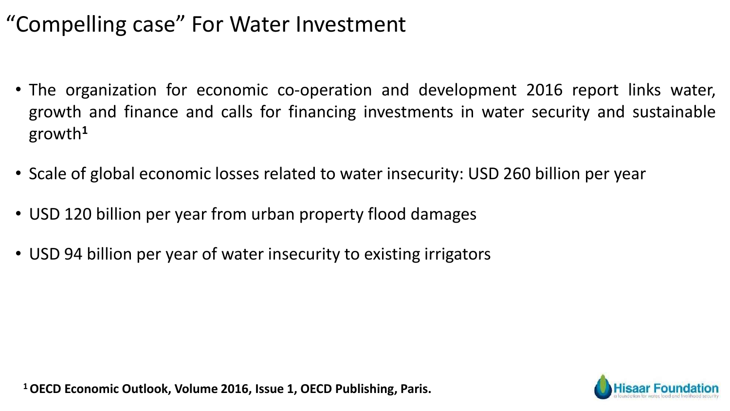# "Compelling case" For Water Investment

- The organization for economic co-operation and development 2016 report links water, growth and finance and calls for financing investments in water security and sustainable growth[1]
- Scale of global economic losses related to water insecurity: USD 260 billion per year
- USD 120 billion per year from urban property flood damages
- USD 94 billion per year of water insecurity to existing irrigators

**[1] OECD Economic Outlook, Volume 2016, Issue 1, OECD Publishing, Paris.**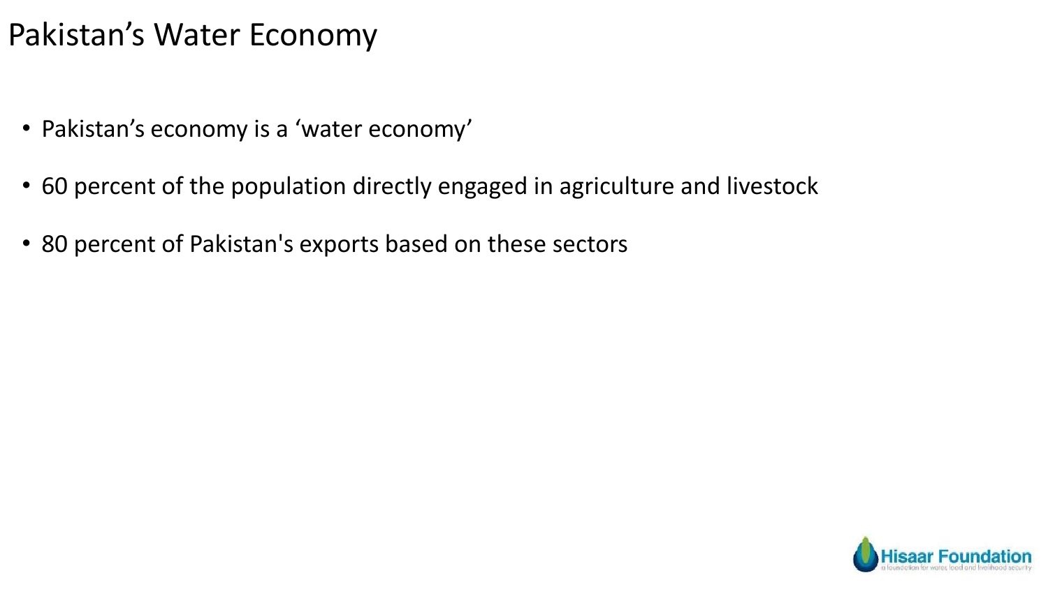# Pakistan’s Water Economy

- Pakistan’s economy is a ‘water economy’
- 60 percent of the population directly engaged in agriculture and livestock
- 80 percent of Pakistan's exports based on these sectors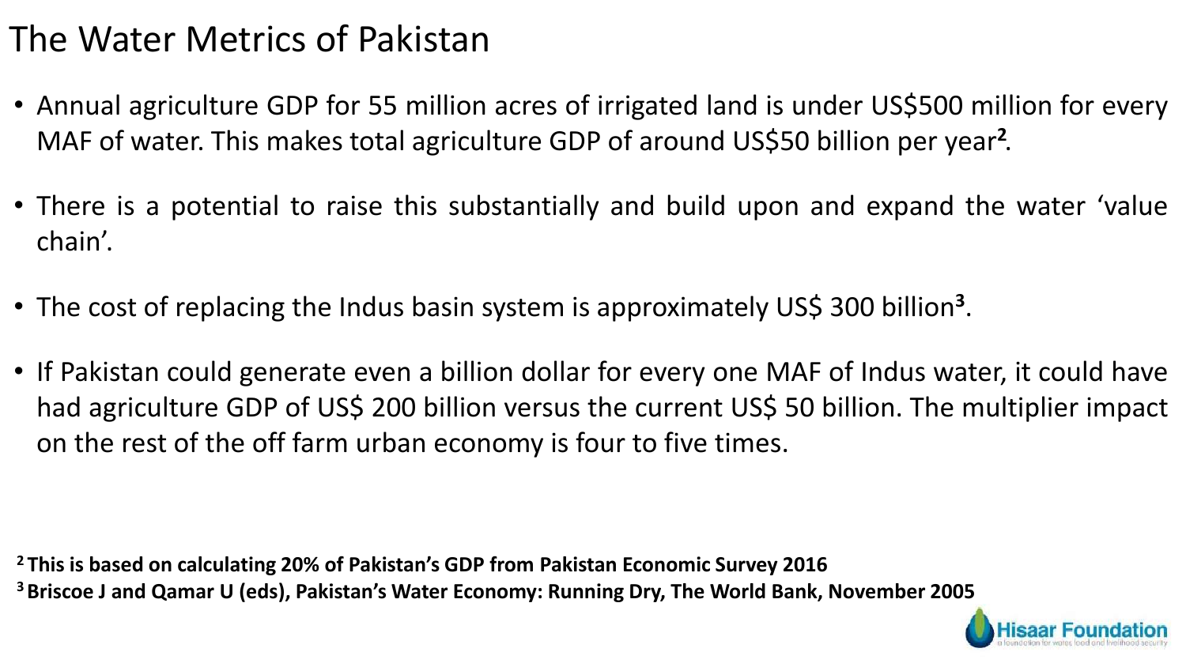# The Water Metrics of Pakistan

- Annual agriculture GDP for 55 million acres of irrigated land is under US$500 million for every MAF of water. This makes total agriculture GDP of around US$50 billion per year[2].
- There is a potential to raise this substantially and build upon and expand the water 'value chain'.
- The cost of replacing the Indus basin system is approximately US$ 300 billion[3].
- If Pakistan could generate even a billion dollar for every one MAF of Indus water, it could have had agriculture GDP of US$ 200 billion versus the current US$ 50 billion. The multiplier impact on the rest of the off farm urban economy is four to five times.

**[2] This is based on calculating 20% of Pakistan's GDP from Pakistan Economic Survey 2016**

**[3] Briscoe J and Qamar U (eds), Pakistan's Water Economy: Running Dry, The World Bank, November 2005**

Hisaar Foundation
a foundation for water, food and livelihood security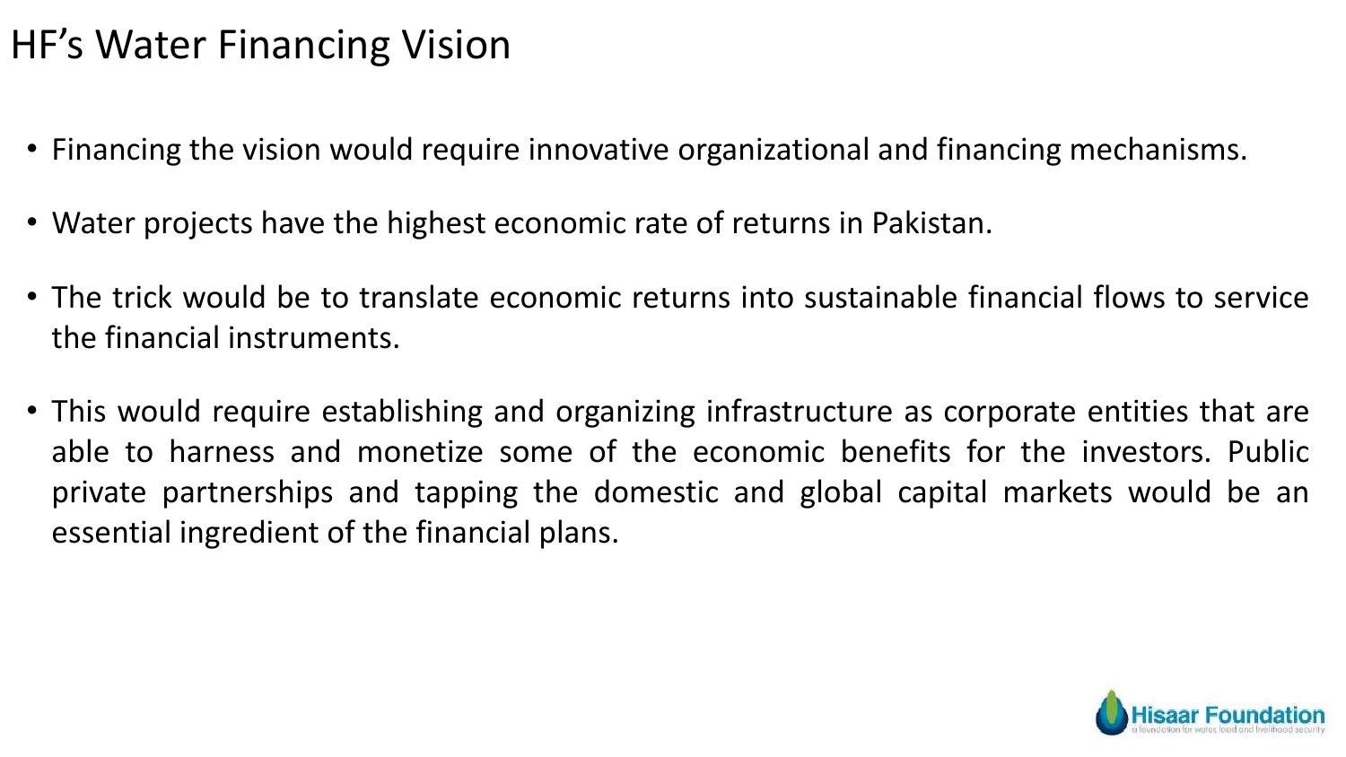# HF's Water Financing Vision

- Financing the vision would require innovative organizational and financing mechanisms.
- Water projects have the highest economic rate of returns in Pakistan.
- The trick would be to translate economic returns into sustainable financial flows to service the financial instruments.
- This would require establishing and organizing infrastructure as corporate entities that are able to harness and monetize some of the economic benefits for the investors. Public private partnerships and tapping the domestic and global capital markets would be an essential ingredient of the financial plans.

Hisaar Foundation

a foundation for water, food and livelihood security